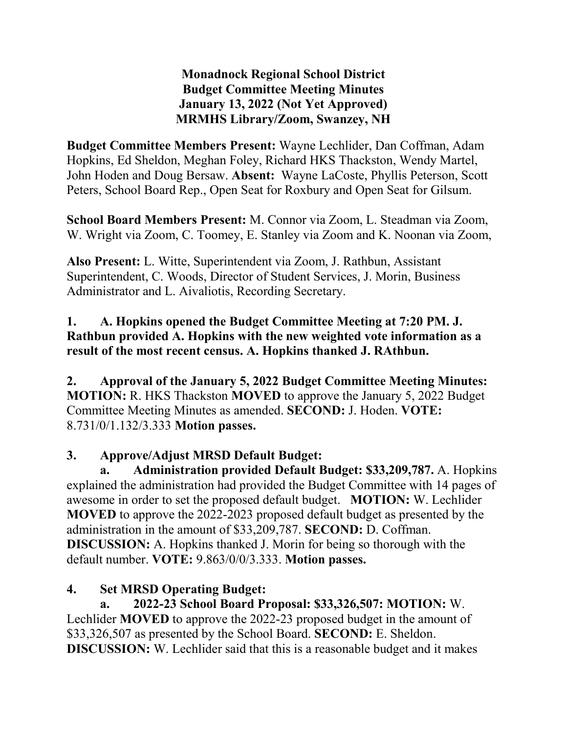**Monadnock Regional School District**
**Budget Committee Meeting Minutes**
**January 13, 2022 (Not Yet Approved)**
**MRMHS Library/Zoom, Swanzey, NH**

**Budget Committee Members Present:** Wayne Lechlider, Dan Coffman, Adam Hopkins, Ed Sheldon, Meghan Foley, Richard HKS Thackston, Wendy Martel, John Hoden and Doug Bersaw. **Absent:** Wayne LaCoste, Phyllis Peterson, Scott Peters, School Board Rep., Open Seat for Roxbury and Open Seat for Gilsum.

**School Board Members Present:** M. Connor via Zoom, L. Steadman via Zoom, W. Wright via Zoom, C. Toomey, E. Stanley via Zoom and K. Noonan via Zoom,

**Also Present:** L. Witte, Superintendent via Zoom, J. Rathbun, Assistant Superintendent, C. Woods, Director of Student Services, J. Morin, Business Administrator and L. Aivaliotis, Recording Secretary.

**1. A. Hopkins opened the Budget Committee Meeting at 7:20 PM. J. Rathbun provided A. Hopkins with the new weighted vote information as a result of the most recent census. A. Hopkins thanked J. RAthbun.**

**2. Approval of the January 5, 2022 Budget Committee Meeting Minutes:** **MOTION:** R. HKS Thackston **MOVED** to approve the January 5, 2022 Budget Committee Meeting Minutes as amended. **SECOND:** J. Hoden. **VOTE:** 8.731/0/1.132/3.333 **Motion passes.**

**3. Approve/Adjust MRSD Default Budget:**

**a. Administration provided Default Budget: $33,209,787.** A. Hopkins explained the administration had provided the Budget Committee with 14 pages of awesome in order to set the proposed default budget. **MOTION:** W. Lechlider **MOVED** to approve the 2022-2023 proposed default budget as presented by the administration in the amount of $33,209,787. **SECOND:** D. Coffman. **DISCUSSION:** A. Hopkins thanked J. Morin for being so thorough with the default number. **VOTE:** 9.863/0/0/3.333. **Motion passes.**

**4. Set MRSD Operating Budget:**

**a. 2022-23 School Board Proposal: $33,326,507: MOTION:** W. Lechlider **MOVED** to approve the 2022-23 proposed budget in the amount of $33,326,507 as presented by the School Board. **SECOND:** E. Sheldon. **DISCUSSION:** W. Lechlider said that this is a reasonable budget and it makes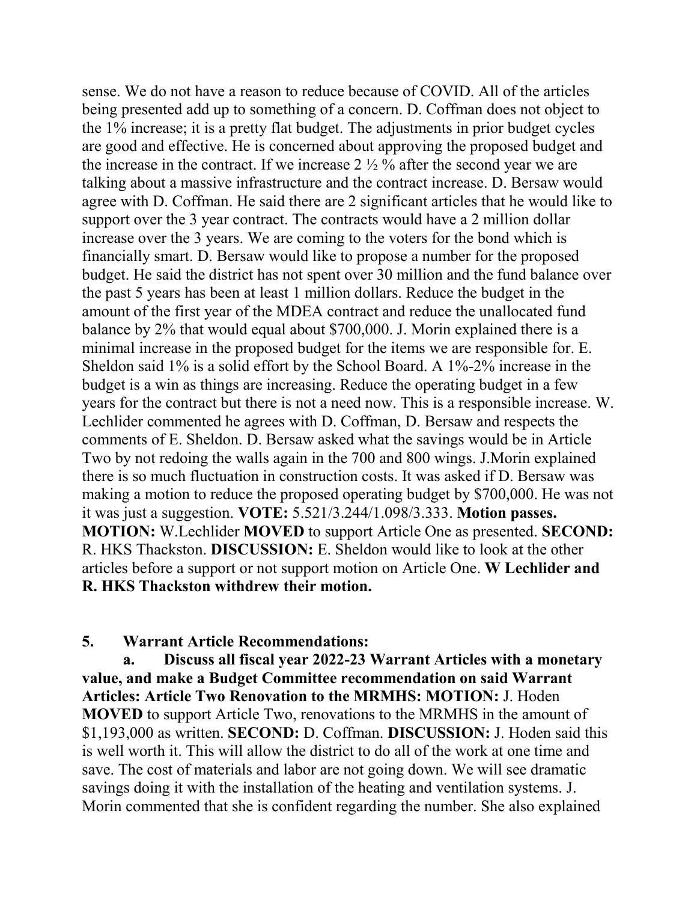sense. We do not have a reason to reduce because of COVID. All of the articles being presented add up to something of a concern. D. Coffman does not object to the 1% increase; it is a pretty flat budget. The adjustments in prior budget cycles are good and effective. He is concerned about approving the proposed budget and the increase in the contract. If we increase 2 ½ % after the second year we are talking about a massive infrastructure and the contract increase. D. Bersaw would agree with D. Coffman. He said there are 2 significant articles that he would like to support over the 3 year contract. The contracts would have a 2 million dollar increase over the 3 years. We are coming to the voters for the bond which is financially smart. D. Bersaw would like to propose a number for the proposed budget. He said the district has not spent over 30 million and the fund balance over the past 5 years has been at least 1 million dollars. Reduce the budget in the amount of the first year of the MDEA contract and reduce the unallocated fund balance by 2% that would equal about $700,000. J. Morin explained there is a minimal increase in the proposed budget for the items we are responsible for. E. Sheldon said 1% is a solid effort by the School Board. A 1%-2% increase in the budget is a win as things are increasing. Reduce the operating budget in a few years for the contract but there is not a need now. This is a responsible increase. W. Lechlider commented he agrees with D. Coffman, D. Bersaw and respects the comments of E. Sheldon. D. Bersaw asked what the savings would be in Article Two by not redoing the walls again in the 700 and 800 wings. J.Morin explained there is so much fluctuation in construction costs. It was asked if D. Bersaw was making a motion to reduce the proposed operating budget by $700,000. He was not it was just a suggestion. **VOTE:** 5.521/3.244/1.098/3.333. **Motion passes. MOTION:** W.Lechlider **MOVED** to support Article One as presented. **SECOND:** R. HKS Thackston. **DISCUSSION:** E. Sheldon would like to look at the other articles before a support or not support motion on Article One. **W Lechlider and R. HKS Thackston withdrew their motion.**

**5. Warrant Article Recommendations:**

**a. Discuss all fiscal year 2022-23 Warrant Articles with a monetary value, and make a Budget Committee recommendation on said Warrant Articles: Article Two Renovation to the MRMHS: MOTION:** J. Hoden **MOVED** to support Article Two, renovations to the MRMHS in the amount of $1,193,000 as written. **SECOND:** D. Coffman. **DISCUSSION:** J. Hoden said this is well worth it. This will allow the district to do all of the work at one time and save. The cost of materials and labor are not going down. We will see dramatic savings doing it with the installation of the heating and ventilation systems. J. Morin commented that she is confident regarding the number. She also explained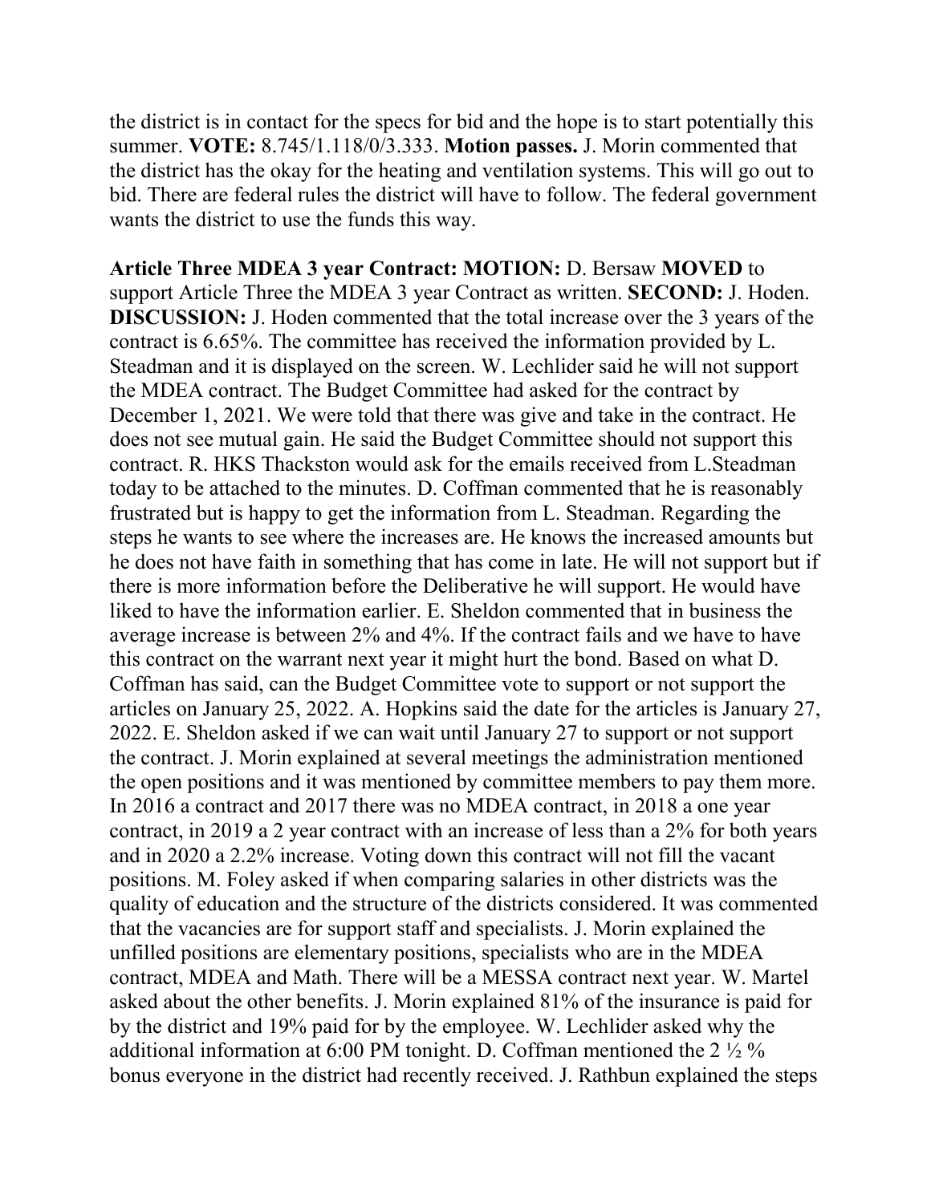the district is in contact for the specs for bid and the hope is to start potentially this summer. **VOTE:** 8.745/1.118/0/3.333. **Motion passes.** J. Morin commented that the district has the okay for the heating and ventilation systems. This will go out to bid. There are federal rules the district will have to follow. The federal government wants the district to use the funds this way.

**Article Three MDEA 3 year Contract: MOTION:** D. Bersaw **MOVED** to support Article Three the MDEA 3 year Contract as written. **SECOND:** J. Hoden. **DISCUSSION:** J. Hoden commented that the total increase over the 3 years of the contract is 6.65%. The committee has received the information provided by L. Steadman and it is displayed on the screen. W. Lechlider said he will not support the MDEA contract. The Budget Committee had asked for the contract by December 1, 2021. We were told that there was give and take in the contract. He does not see mutual gain. He said the Budget Committee should not support this contract. R. HKS Thackston would ask for the emails received from L.Steadman today to be attached to the minutes. D. Coffman commented that he is reasonably frustrated but is happy to get the information from L. Steadman. Regarding the steps he wants to see where the increases are. He knows the increased amounts but he does not have faith in something that has come in late. He will not support but if there is more information before the Deliberative he will support. He would have liked to have the information earlier. E. Sheldon commented that in business the average increase is between 2% and 4%. If the contract fails and we have to have this contract on the warrant next year it might hurt the bond. Based on what D. Coffman has said, can the Budget Committee vote to support or not support the articles on January 25, 2022. A. Hopkins said the date for the articles is January 27, 2022. E. Sheldon asked if we can wait until January 27 to support or not support the contract. J. Morin explained at several meetings the administration mentioned the open positions and it was mentioned by committee members to pay them more. In 2016 a contract and 2017 there was no MDEA contract, in 2018 a one year contract, in 2019 a 2 year contract with an increase of less than a 2% for both years and in 2020 a 2.2% increase. Voting down this contract will not fill the vacant positions. M. Foley asked if when comparing salaries in other districts was the quality of education and the structure of the districts considered. It was commented that the vacancies are for support staff and specialists. J. Morin explained the unfilled positions are elementary positions, specialists who are in the MDEA contract, MDEA and Math. There will be a MESSA contract next year. W. Martel asked about the other benefits. J. Morin explained 81% of the insurance is paid for by the district and 19% paid for by the employee. W. Lechlider asked why the additional information at 6:00 PM tonight. D. Coffman mentioned the 2 ½ % bonus everyone in the district had recently received. J. Rathbun explained the steps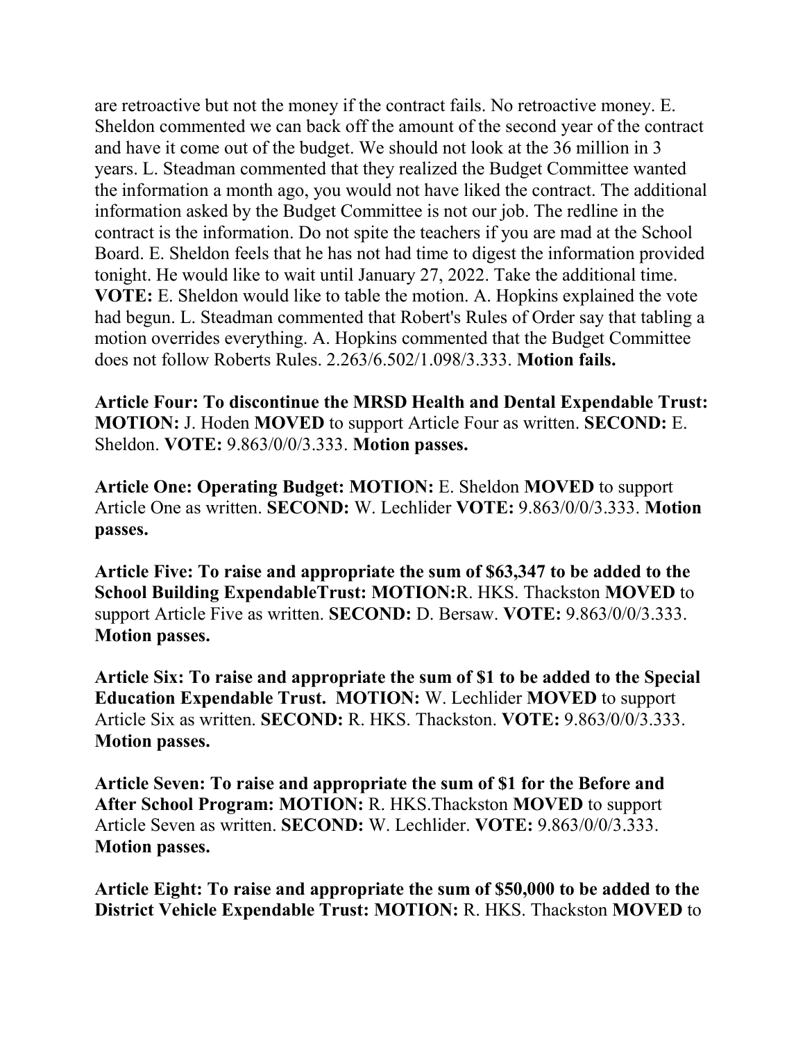are retroactive but not the money if the contract fails. No retroactive money. E. Sheldon commented we can back off the amount of the second year of the contract and have it come out of the budget. We should not look at the 36 million in 3 years. L. Steadman commented that they realized the Budget Committee wanted the information a month ago, you would not have liked the contract. The additional information asked by the Budget Committee is not our job. The redline in the contract is the information. Do not spite the teachers if you are mad at the School Board. E. Sheldon feels that he has not had time to digest the information provided tonight. He would like to wait until January 27, 2022. Take the additional time. **VOTE:** E. Sheldon would like to table the motion. A. Hopkins explained the vote had begun. L. Steadman commented that Robert's Rules of Order say that tabling a motion overrides everything. A. Hopkins commented that the Budget Committee does not follow Roberts Rules. 2.263/6.502/1.098/3.333. **Motion fails.**

**Article Four: To discontinue the MRSD Health and Dental Expendable Trust: MOTION:** J. Hoden **MOVED** to support Article Four as written. **SECOND:** E. Sheldon. **VOTE:** 9.863/0/0/3.333. **Motion passes.**

**Article One: Operating Budget: MOTION:** E. Sheldon **MOVED** to support Article One as written. **SECOND:** W. Lechlider **VOTE:** 9.863/0/0/3.333. **Motion passes.**

**Article Five: To raise and appropriate the sum of $63,347 to be added to the School Building ExpendableTrust: MOTION:**R. HKS. Thackston **MOVED** to support Article Five as written. **SECOND:** D. Bersaw. **VOTE:** 9.863/0/0/3.333. **Motion passes.**

**Article Six: To raise and appropriate the sum of $1 to be added to the Special Education Expendable Trust. MOTION:** W. Lechlider **MOVED** to support Article Six as written. **SECOND:** R. HKS. Thackston. **VOTE:** 9.863/0/0/3.333. **Motion passes.**

**Article Seven: To raise and appropriate the sum of $1 for the Before and After School Program: MOTION:** R. HKS.Thackston **MOVED** to support Article Seven as written. **SECOND:** W. Lechlider. **VOTE:** 9.863/0/0/3.333. **Motion passes.**

**Article Eight: To raise and appropriate the sum of $50,000 to be added to the District Vehicle Expendable Trust: MOTION:** R. HKS. Thackston **MOVED** to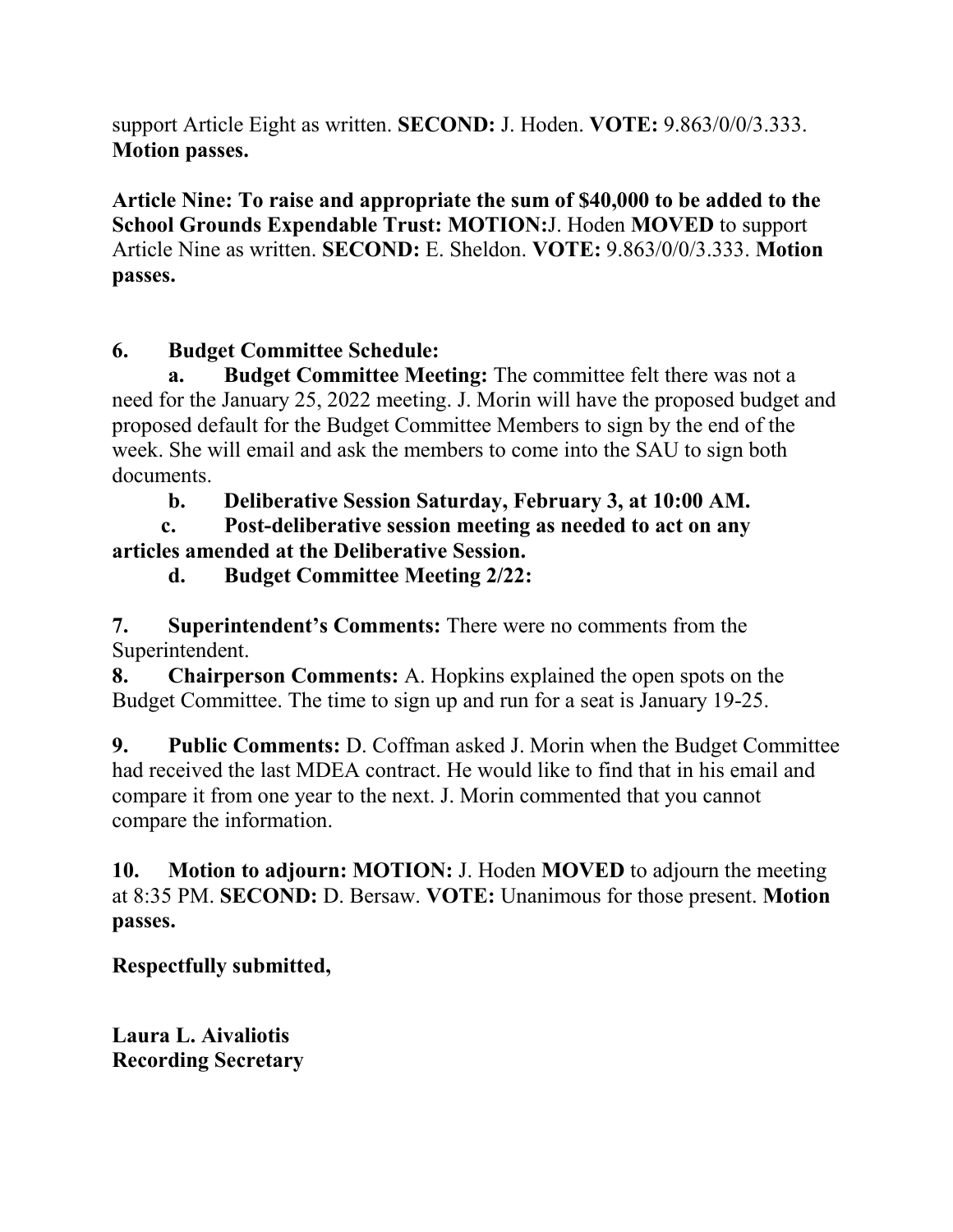support Article Eight as written. **SECOND:** J. Hoden. **VOTE:** 9.863/0/0/3.333. **Motion passes.**

**Article Nine: To raise and appropriate the sum of $40,000 to be added to the School Grounds Expendable Trust: MOTION:**J. Hoden **MOVED** to support Article Nine as written. **SECOND:** E. Sheldon. **VOTE:** 9.863/0/0/3.333. **Motion passes.**

**6. Budget Committee Schedule:**

**a. Budget Committee Meeting:** The committee felt there was not a need for the January 25, 2022 meeting. J. Morin will have the proposed budget and proposed default for the Budget Committee Members to sign by the end of the week. She will email and ask the members to come into the SAU to sign both documents.

**b. Deliberative Session Saturday, February 3, at 10:00 AM.**

**c. Post-deliberative session meeting as needed to act on any articles amended at the Deliberative Session.**

**d. Budget Committee Meeting 2/22:**

**7. Superintendent's Comments:** There were no comments from the Superintendent.

**8. Chairperson Comments:** A. Hopkins explained the open spots on the Budget Committee. The time to sign up and run for a seat is January 19-25.

**9. Public Comments:** D. Coffman asked J. Morin when the Budget Committee had received the last MDEA contract. He would like to find that in his email and compare it from one year to the next. J. Morin commented that you cannot compare the information.

**10. Motion to adjourn: MOTION:** J. Hoden **MOVED** to adjourn the meeting at 8:35 PM. **SECOND:** D. Bersaw. **VOTE:** Unanimous for those present. **Motion passes.**

**Respectfully submitted,**

**Laura L. Aivaliotis**
**Recording Secretary**